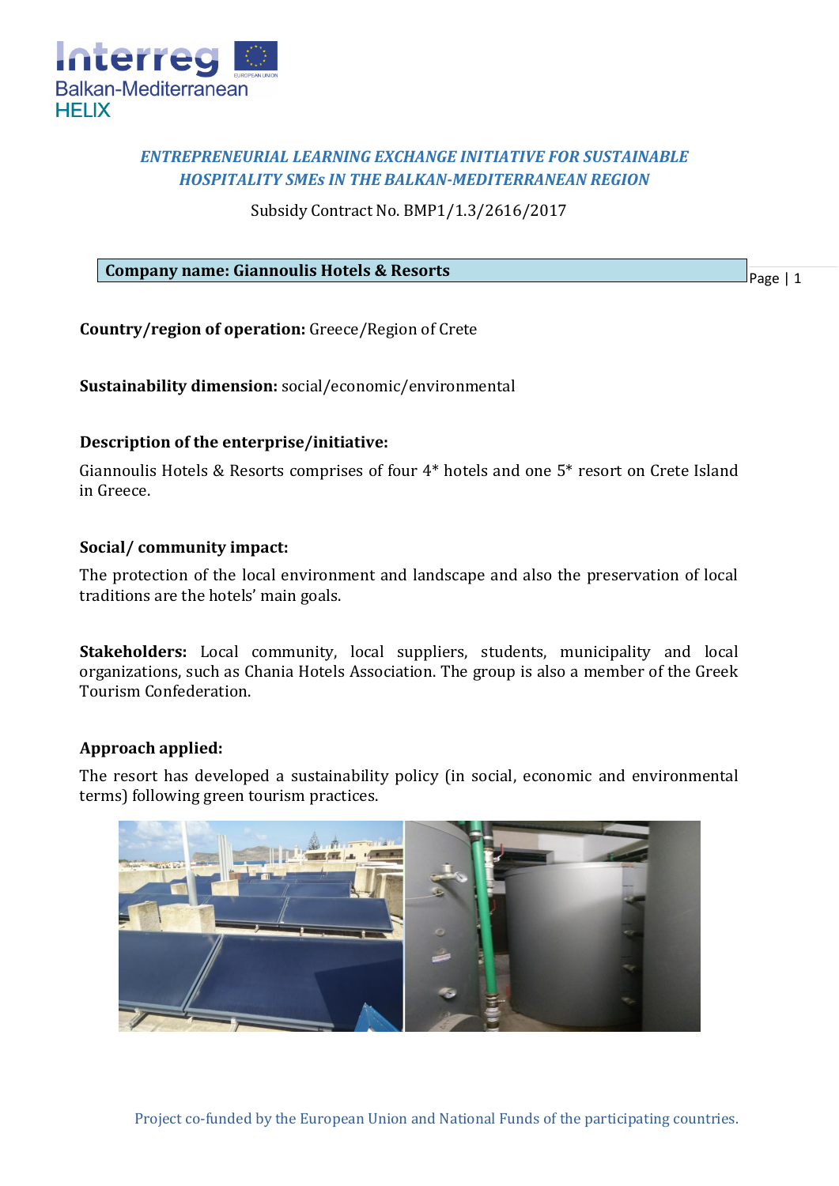***ENTREPRENEURIAL LEARNING EXCHANGE INITIATIVE FOR SUSTAINABLE HOSPITALITY SMEs IN THE BALKAN-MEDITERRANEAN REGION***

Subsidy Contract No. BMP1/1.3/2616/2017

**Company name: Giannoulis Hotels & Resorts**

**Country/region of operation:** Greece/Region of Crete

**Sustainability dimension:** social/economic/environmental

**Description of the enterprise/initiative:**

Giannoulis Hotels & Resorts comprises of four 4* hotels and one 5* resort on Crete Island in Greece.

**Social/ community impact:**

The protection of the local environment and landscape and also the preservation of local traditions are the hotels' main goals.

**Stakeholders:** Local community, local suppliers, students, municipality and local organizations, such as Chania Hotels Association. The group is also a member of the Greek Tourism Confederation.

**Approach applied:**

The resort has developed a sustainability policy (in social, economic and environmental terms) following green tourism practices.

Project co-funded by the European Union and National Funds of the participating countries.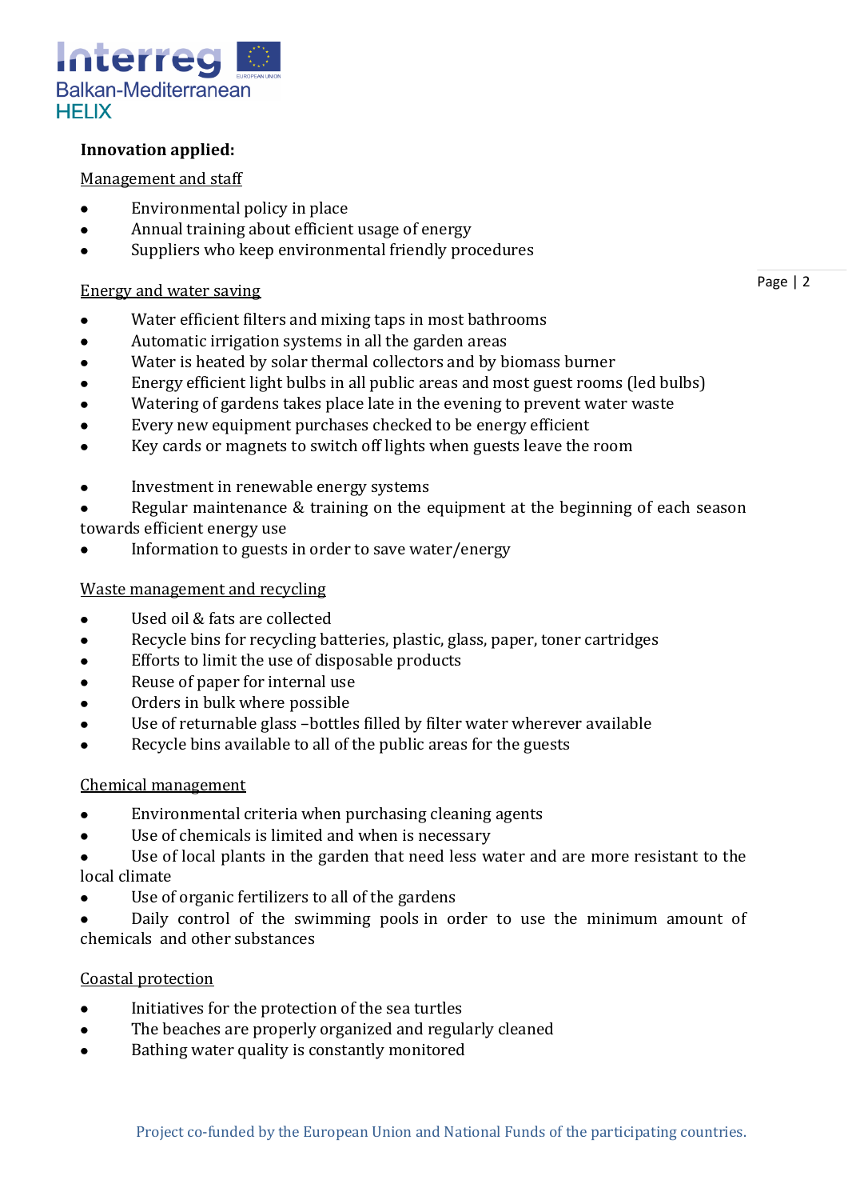**Innovation applied:**

Management and staff

- Environmental policy in place
- Annual training about efficient usage of energy
- Suppliers who keep environmental friendly procedures

Energy and water saving

- Water efficient filters and mixing taps in most bathrooms
- Automatic irrigation systems in all the garden areas
- Water is heated by solar thermal collectors and by biomass burner
- Energy efficient light bulbs in all public areas and most guest rooms (led bulbs)
- Watering of gardens takes place late in the evening to prevent water waste
- Every new equipment purchases checked to be energy efficient
- Key cards or magnets to switch off lights when guests leave the room

- Investment in renewable energy systems
- Regular maintenance & training on the equipment at the beginning of each season towards efficient energy use
- Information to guests in order to save water/energy

Waste management and recycling

- Used oil & fats are collected
- Recycle bins for recycling batteries, plastic, glass, paper, toner cartridges
- Efforts to limit the use of disposable products
- Reuse of paper for internal use
- Orders in bulk where possible
- Use of returnable glass –bottles filled by filter water wherever available
- Recycle bins available to all of the public areas for the guests

Chemical management

- Environmental criteria when purchasing cleaning agents
- Use of chemicals is limited and when is necessary
- Use of local plants in the garden that need less water and are more resistant to the local climate
- Use of organic fertilizers to all of the gardens
- Daily control of the swimming pools in order to use the minimum amount of chemicals and other substances

Coastal protection

- Initiatives for the protection of the sea turtles
- The beaches are properly organized and regularly cleaned
- Bathing water quality is constantly monitored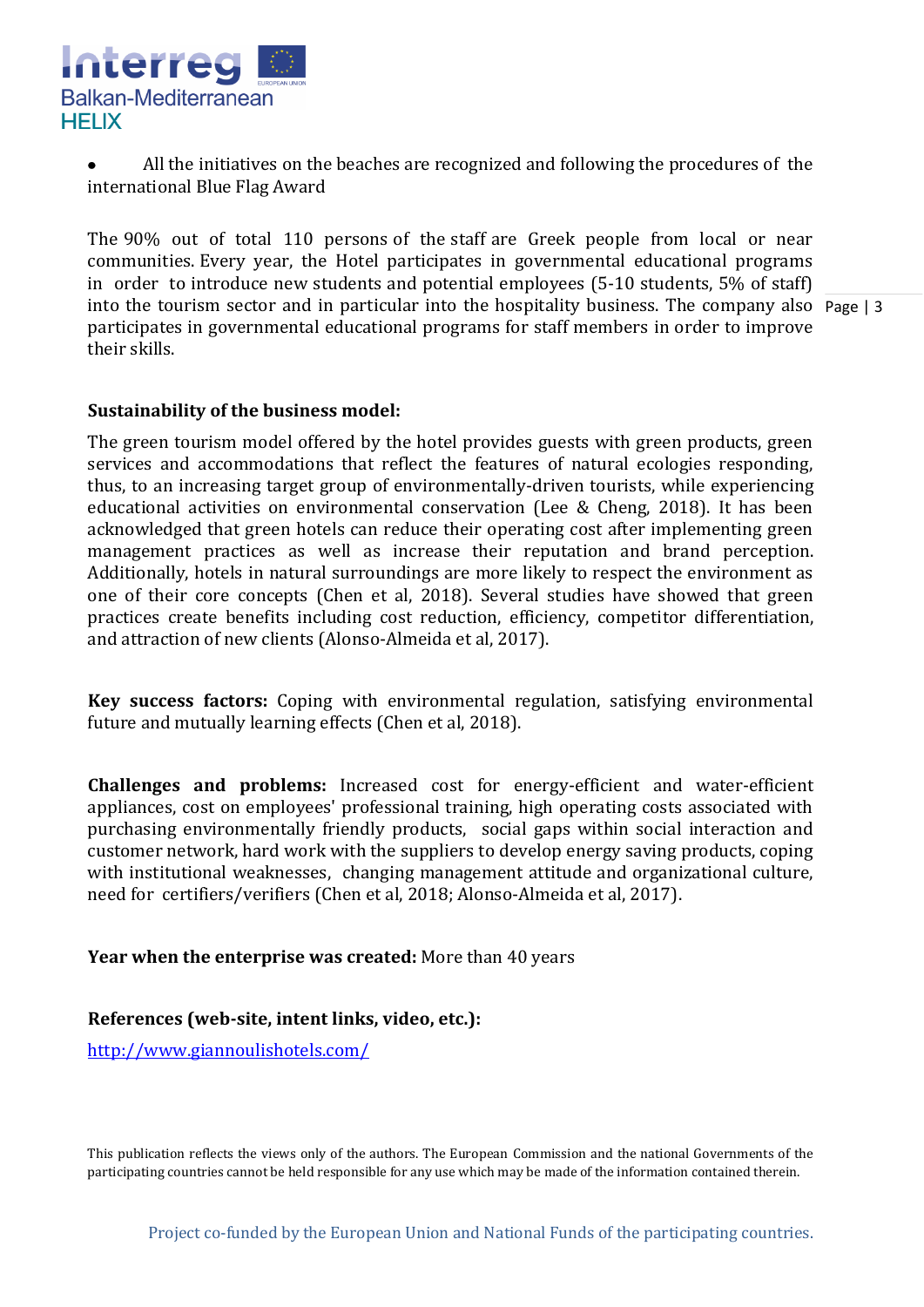- All the initiatives on the beaches are recognized and following the procedures of the international Blue Flag Award

The 90% out of total 110 persons of the staff are Greek people from local or near communities. Every year, the Hotel participates in governmental educational programs in order to introduce new students and potential employees (5-10 students, 5% of staff) into the tourism sector and in particular into the hospitality business. The company also participates in governmental educational programs for staff members in order to improve their skills.

**Sustainability of the business model:**

The green tourism model offered by the hotel provides guests with green products, green services and accommodations that reflect the features of natural ecologies responding, thus, to an increasing target group of environmentally-driven tourists, while experiencing educational activities on environmental conservation (Lee & Cheng, 2018). It has been acknowledged that green hotels can reduce their operating cost after implementing green management practices as well as increase their reputation and brand perception. Additionally, hotels in natural surroundings are more likely to respect the environment as one of their core concepts (Chen et al, 2018). Several studies have showed that green practices create benefits including cost reduction, efficiency, competitor differentiation, and attraction of new clients (Alonso-Almeida et al, 2017).

**Key success factors:** Coping with environmental regulation, satisfying environmental future and mutually learning effects (Chen et al, 2018).

**Challenges and problems:** Increased cost for energy-efficient and water-efficient appliances, cost on employees' professional training, high operating costs associated with purchasing environmentally friendly products, social gaps within social interaction and customer network, hard work with the suppliers to develop energy saving products, coping with institutional weaknesses, changing management attitude and organizational culture, need for certifiers/verifiers (Chen et al, 2018; Alonso-Almeida et al, 2017).

**Year when the enterprise was created:** More than 40 years

**References (web-site, intent links, video, etc.):**

http://www.giannoulishotels.com/

This publication reflects the views only of the authors. The European Commission and the national Governments of the participating countries cannot be held responsible for any use which may be made of the information contained therein.